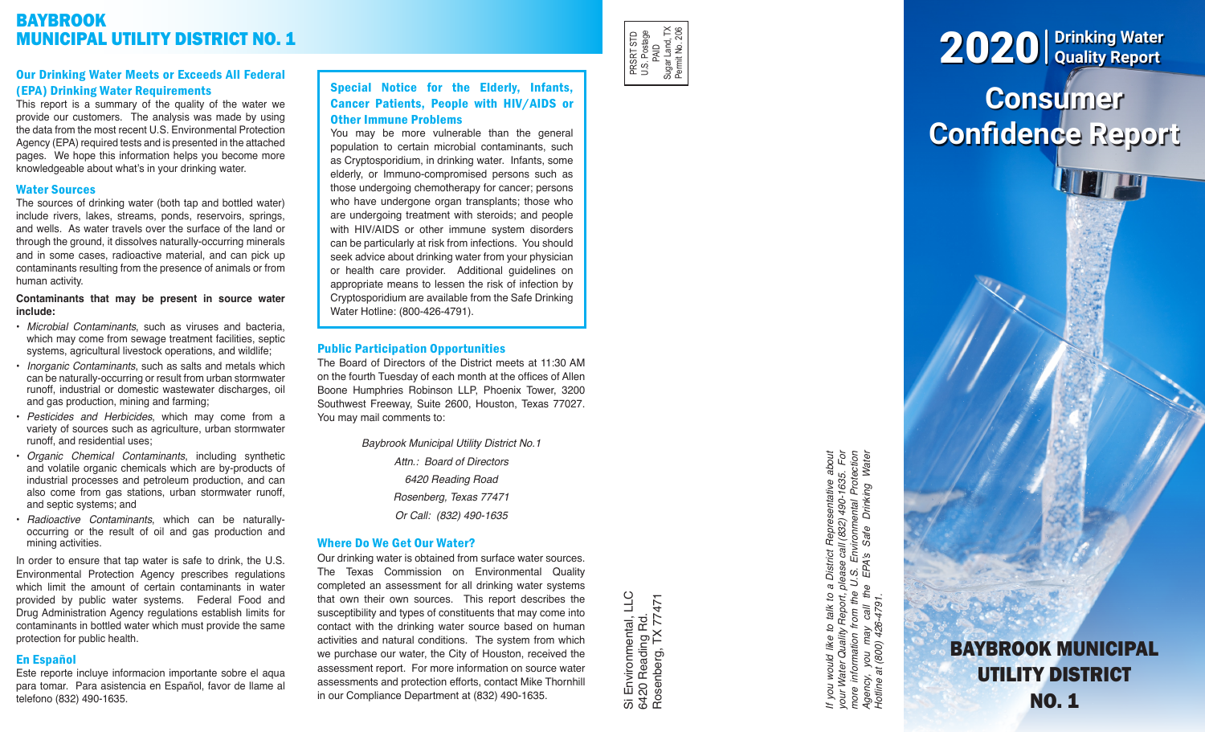# BAYBROOK MUNICIPAL UTILITY DISTRICT NO. 1

## Our Drinking Water Meets or Exceeds All Federal (EPA) Drinking Water Requirements

This report is a summary of the quality of the water we provide our customers. The analysis was made by using the data from the most recent U.S. Environmental Protection Agency (EPA) required tests and is presented in the attached pages. We hope this information helps you become more knowledgeable about what's in your drinking water.

## Water Sources

The sources of drinking water (both tap and bottled water) include rivers, lakes, streams, ponds, reservoirs, springs, and wells. As water travels over the surface of the land or through the ground, it dissolves naturally-occurring minerals and in some cases, radioactive material, and can pick up contaminants resulting from the presence of animals or from human activity.

**Contaminants that may be present in source water include:**

- *Microbial Contaminants*, such as viruses and bacteria, which may come from sewage treatment facilities, septic systems, agricultural livestock operations, and wildlife;
- *Inorganic Contaminants*, such as salts and metals which can be naturally-occurring or result from urban stormwater runoff, industrial or domestic wastewater discharges, oil and gas production, mining and farming;
- *Pesticides and Herbicides*, which may come from a variety of sources such as agriculture, urban stormwater runoff, and residential uses;
- *Organic Chemical Contaminants*, including synthetic and volatile organic chemicals which are by-products of industrial processes and petroleum production, and can also come from gas stations, urban stormwater runoff, and septic systems; and
- *Radioactive Contaminants*, which can be naturally-occurring or the result of oil and gas production and mining activities.

In order to ensure that tap water is safe to drink, the U.S. Environmental Protection Agency prescribes regulations which limit the amount of certain contaminants in water provided by public water systems. Federal Food and Drug Administration Agency regulations establish limits for contaminants in bottled water which must provide the same protection for public health.

## En Español

Este reporte incluye informacion importante sobre el aqua para tomar. Para asistencia en Español, favor de llame al telefono (832) 490-1635.

## Special Notice for the Elderly, Infants, Cancer Patients, People with HIV/AIDS or Other Immune Problems

You may be more vulnerable than the general population to certain microbial contaminants, such as Cryptosporidium, in drinking water. Infants, some elderly, or Immuno-compromised persons such as those undergoing chemotherapy for cancer; persons who have undergone organ transplants; those who are undergoing treatment with steroids; and people with HIV/AIDS or other immune system disorders can be particularly at risk from infections. You should seek advice about drinking water from your physician or health care provider. Additional guidelines on appropriate means to lessen the risk of infection by Cryptosporidium are available from the Safe Drinking Water Hotline: (800-426-4791).

## Public Participation Opportunities

The Board of Directors of the District meets at 11:30 AM on the fourth Tuesday of each month at the offices of Allen Boone Humphries Robinson LLP, Phoenix Tower, 3200 Southwest Freeway, Suite 2600, Houston, Texas 77027. You may mail comments to:

*Baybrook Municipal Utility District No.1*
*Attn.: Board of Directors*
*6420 Reading Road*
*Rosenberg, Texas 77471*
*Or Call: (832) 490-1635*

## Where Do We Get Our Water?

Our drinking water is obtained from surface water sources. The Texas Commission on Environmental Quality completed an assessment for all drinking water systems that own their own sources. This report describes the susceptibility and types of constituents that may come into contact with the drinking water source based on human activities and natural conditions. The system from which we purchase our water, the City of Houston, received the assessment report. For more information on source water assessments and protection efforts, contact Mike Thornhill in our Compliance Department at (832) 490-1635.

PRSRT STD
U.S. Postage
PAID
Sugar Land, TX
Permit No. 206

Si Environmental, LLC
6420 Reading Rd.
Rosenberg, TX 77471

*If you would like to talk to a District Representative about your Water Quality Report, please call (832) 490-1635. For more information from the U.S. Environmental Protection Agency, you may call the EPA's Safe Drinking Water Hotline at (800) 426-4791.*

# 2020 | Drinking Water Quality Report

# Consumer Confidence Report

## BAYBROOK MUNICIPAL UTILITY DISTRICT NO. 1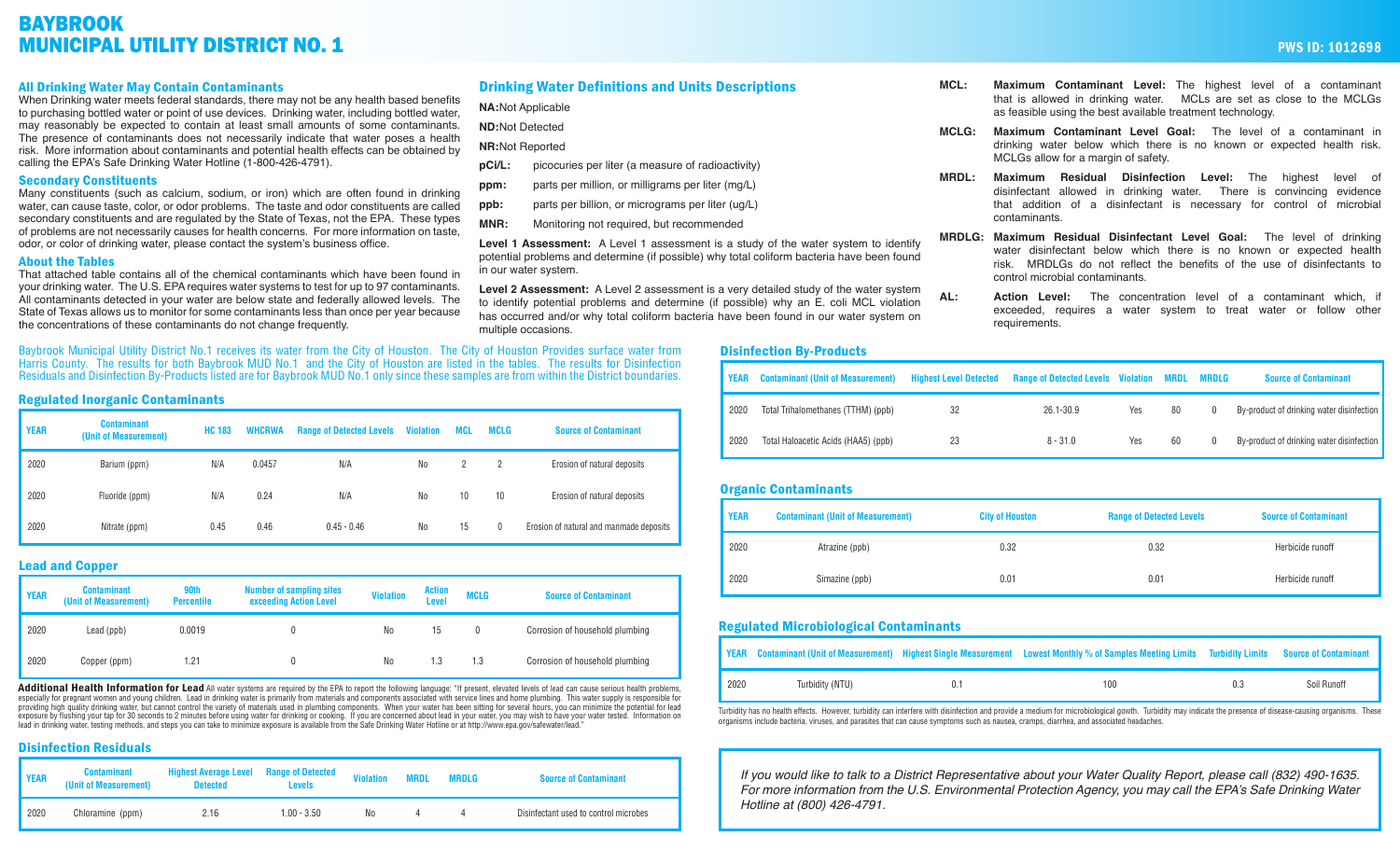# BAYBROOK MUNICIPAL UTILITY DISTRICT NO. 1

PWS ID: 1012698

### All Drinking Water May Contain Contaminants

When Drinking water meets federal standards, there may not be any health based benefits to purchasing bottled water or point of use devices. Drinking water, including bottled water, may reasonably be expected to contain at least small amounts of some contaminants. The presence of contaminants does not necessarily indicate that water poses a health risk. More information about contaminants and potential health effects can be obtained by calling the EPA's Safe Drinking Water Hotline (1-800-426-4791).

### Secondary Constituents

Many constituents (such as calcium, sodium, or iron) which are often found in drinking water, can cause taste, color, or odor problems. The taste and odor constituents are called secondary constituents and are regulated by the State of Texas, not the EPA. These types of problems are not necessarily causes for health concerns. For more information on taste, odor, or color of drinking water, please contact the system's business office.

### About the Tables

That attached table contains all of the chemical contaminants which have been found in your drinking water. The U.S. EPA requires water systems to test for up to 97 contaminants. All contaminants detected in your water are below state and federally allowed levels. The State of Texas allows us to monitor for some contaminants less than once per year because the concentrations of these contaminants do not change frequently.

### Drinking Water Definitions and Units Descriptions

**NA:** Not Applicable

**ND:** Not Detected

**NR:** Not Reported

**pCi/L:** picocuries per liter (a measure of radioactivity)

**ppm:** parts per million, or milligrams per liter (mg/L)

**ppb:** parts per billion, or micrograms per liter (ug/L)

**MNR:** Monitoring not required, but recommended

**Level 1 Assessment:** A Level 1 assessment is a study of the water system to identify potential problems and determine (if possible) why total coliform bacteria have been found in our water system.

**Level 2 Assessment:** A Level 2 assessment is a very detailed study of the water system to identify potential problems and determine (if possible) why an E. coli MCL violation has occurred and/or why total coliform bacteria have been found in our water system on multiple occasions.

**MCL:** **Maximum Contaminant Level:** The highest level of a contaminant that is allowed in drinking water. MCLs are set as close to the MCLGs as feasible using the best available treatment technology.

**MCLG:** **Maximum Contaminant Level Goal:** The level of a contaminant in drinking water below which there is no known or expected health risk. MCLGs allow for a margin of safety.

**MRDL:** **Maximum Residual Disinfection Level:** The highest level of disinfectant allowed in drinking water. There is convincing evidence that addition of a disinfectant is necessary for control of microbial contaminants.

**MRDLG:** **Maximum Residual Disinfectant Level Goal:** The level of drinking water disinfectant below which there is no known or expected health risk. MRDLGs do not reflect the benefits of the use of disinfectants to control microbial contaminants.

**AL:** **Action Level:** The concentration level of a contaminant which, if exceeded, requires a water system to treat water or follow other requirements.

Baybrook Municipal Utility District No.1 receives its water from the City of Houston. The City of Houston Provides surface water from Harris County. The results for both Baybrook MUD No.1 and the City of Houston are listed in the tables. The results for Disinfection Residuals and Disinfection By-Products listed are for Baybrook MUD No.1 only since these samples are from within the District boundaries.

### Regulated Inorganic Contaminants

| YEAR | Contaminant (Unit of Measurement) | HC 183 | WHCRWA | Range of Detected Levels | Violation | MCL | MCLG | Source of Contaminant |
|---|---|---|---|---|---|---|---|---|
| 2020 | Barium (ppm) | N/A | 0.0457 | N/A | No | 2 | 2 | Erosion of natural deposits |
| 2020 | Fluoride (ppm) | N/A | 0.24 | N/A | No | 10 | 10 | Erosion of natural deposits |
| 2020 | Nitrate (ppm) | 0.45 | 0.46 | 0.45 - 0.46 | No | 15 | 0 | Erosion of natural and manmade deposits |

### Lead and Copper

| YEAR | Contaminant (Unit of Measurement) | 90th Percentile | Number of sampling sites exceeding Action Level | Violation | Action Level | MCLG | Source of Contaminant |
|---|---|---|---|---|---|---|---|
| 2020 | Lead (ppb) | 0.0019 | 0 | No | 15 | 0 | Corrosion of household plumbing |
| 2020 | Copper (ppm) | 1.21 | 0 | No | 1.3 | 1.3 | Corrosion of household plumbing |

**Additional Health Information for Lead** All water systems are required by the EPA to report the following language: "If present, elevated levels of lead can cause serious health problems, especially for pregnant women and young children. Lead in drinking water is primarily from materials and components associated with service lines and home plumbing. This water supply is responsible for providing high quality drinking water, but cannot control the variety of materials used in plumbing components. When your water has been sitting for several hours, you can minimize the potential for lead exposure by flushing your tap for 30 seconds to 2 minutes before using water for drinking or cooking. If you are concerned about lead in your water, you may wish to have your water tested. Information on lead in drinking water, testing methods, and steps you can take to minimize exposure is available from the Safe Drinking Water Hotline or at http://www.epa.gov/safewater/lead."

### Disinfection Residuals

| YEAR | Contaminant (Unit of Measurement) | Highest Average Level Detected | Range of Detected Levels | Violation | MRDL | MRDLG | Source of Contaminant |
|---|---|---|---|---|---|---|---|
| 2020 | Chloramine (ppm) | 2.16 | 1.00 - 3.50 | No | 4 | 4 | Disinfectant used to control microbes |

### Disinfection By-Products

| YEAR | Contaminant (Unit of Measurement) | Highest Level Detected | Range of Detected Levels | Violation | MRDL | MRDLG | Source of Contaminant |
|---|---|---|---|---|---|---|---|
| 2020 | Total Trihalomethanes (TTHM) (ppb) | 32 | 26.1-30.9 | Yes | 80 | 0 | By-product of drinking water disinfection |
| 2020 | Total Haloacetic Acids (HAA5) (ppb) | 23 | 8 - 31.0 | Yes | 60 | 0 | By-product of drinking water disinfection |

### Organic Contaminants

| YEAR | Contaminant (Unit of Measurement) | City of Houston | Range of Detected Levels | Source of Contaminant |
|---|---|---|---|---|
| 2020 | Atrazine (ppb) | 0.32 | 0.32 | Herbicide runoff |
| 2020 | Simazine (ppb) | 0.01 | 0.01 | Herbicide runoff |

### Regulated Microbiological Contaminants

| YEAR | Contaminant (Unit of Measurement) | Highest Single Measurement | Lowest Monthly % of Samples Meeting Limits | Turbidity Limits | Source of Contaminant |
|---|---|---|---|---|---|
| 2020 | Turbidity (NTU) | 0.1 | 100 | 0.3 | Soil Runoff |

Turbidity has no health effects. However, turbidity can interfere with disinfection and provide a medium for microbiological growth. Turbidity may indicate the presence of disease-causing organisms. These organisms include bacteria, viruses, and parasites that can cause symptoms such as nausea, cramps, diarrhea, and associated headaches.

*If you would like to talk to a District Representative about your Water Quality Report, please call (832) 490-1635. For more information from the U.S. Environmental Protection Agency, you may call the EPA's Safe Drinking Water Hotline at (800) 426-4791.*